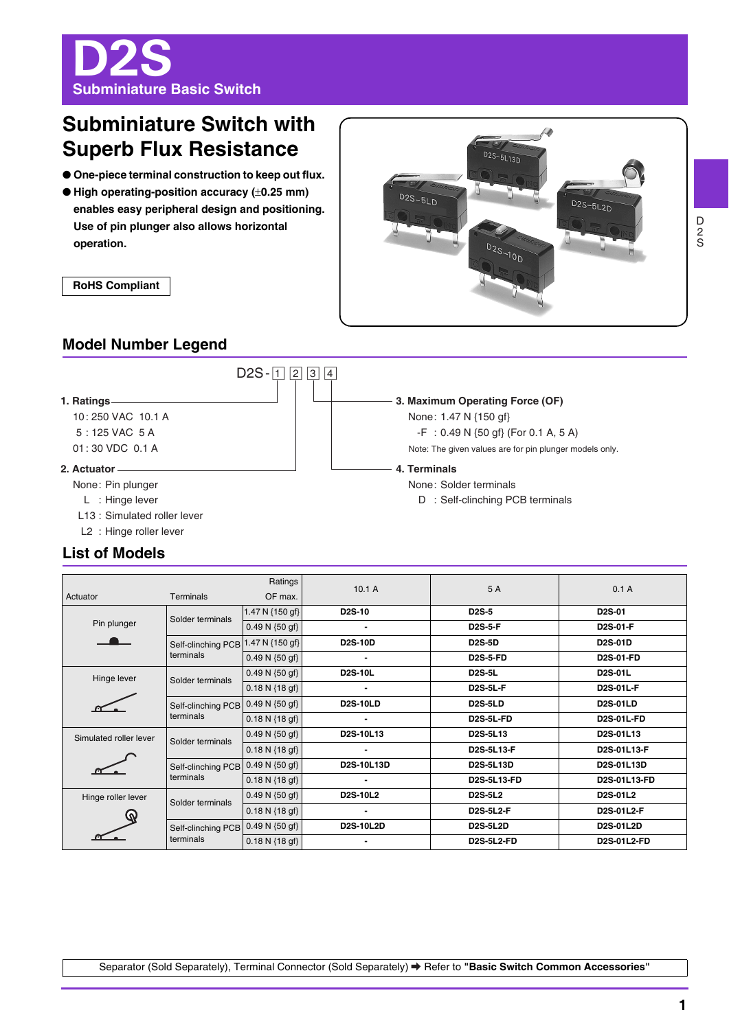# D2S

## Subminiature Basic Switch

## Subminiature Switch with Superb Flux Resistance

- One-piece terminal construction to keep out flux.
- High operating-position accuracy (±0.25 mm) enables easy peripheral design and positioning. Use of pin plunger also allows horizontal operation.

**RoHS Compliant**

## Model Number Legend

D2S- [1] [2] [3] [4]

**1. Ratings**
- 10 : 250 VAC 10.1 A
- 5 : 125 VAC 5 A
- 01 : 30 VDC 0.1 A

**2. Actuator**
- None: Pin plunger
- L : Hinge lever
- L13 : Simulated roller lever
- L2 : Hinge roller lever

**3. Maximum Operating Force (OF)**
- None: 1.47 N {150 gf}
- -F : 0.49 N {50 gf} (For 0.1 A, 5 A)

Note: The given values are for pin plunger models only.

**4. Terminals**
- None: Solder terminals
- D : Self-clinching PCB terminals

## List of Models

| Actuator | Terminals | Ratings / OF max. | 10.1 A | 5 A | 0.1 A |
|---|---|---|---|---|---|
| Pin plunger | Solder terminals | 1.47 N {150 gf} | D2S-10 | D2S-5 | D2S-01 |
| | | 0.49 N {50 gf} | - | D2S-5-F | D2S-01-F |
| | Self-clinching PCB terminals | 1.47 N {150 gf} | D2S-10D | D2S-5D | D2S-01D |
| | | 0.49 N {50 gf} | - | D2S-5-FD | D2S-01-FD |
| Hinge lever | Solder terminals | 0.49 N {50 gf} | D2S-10L | D2S-5L | D2S-01L |
| | | 0.18 N {18 gf} | - | D2S-5L-F | D2S-01L-F |
| | Self-clinching PCB terminals | 0.49 N {50 gf} | D2S-10LD | D2S-5LD | D2S-01LD |
| | | 0.18 N {18 gf} | - | D2S-5L-FD | D2S-01L-FD |
| Simulated roller lever | Solder terminals | 0.49 N {50 gf} | D2S-10L13 | D2S-5L13 | D2S-01L13 |
| | | 0.18 N {18 gf} | - | D2S-5L13-F | D2S-01L13-F |
| | Self-clinching PCB terminals | 0.49 N {50 gf} | D2S-10L13D | D2S-5L13D | D2S-01L13D |
| | | 0.18 N {18 gf} | - | D2S-5L13-FD | D2S-01L13-FD |
| Hinge roller lever | Solder terminals | 0.49 N {50 gf} | D2S-10L2 | D2S-5L2 | D2S-01L2 |
| | | 0.18 N {18 gf} | - | D2S-5L2-F | D2S-01L2-F |
| | Self-clinching PCB terminals | 0.49 N {50 gf} | D2S-10L2D | D2S-5L2D | D2S-01L2D |
| | | 0.18 N {18 gf} | - | D2S-5L2-FD | D2S-01L2-FD |

Separator (Sold Separately), Terminal Connector (Sold Separately) ➡ Refer to **"Basic Switch Common Accessories"**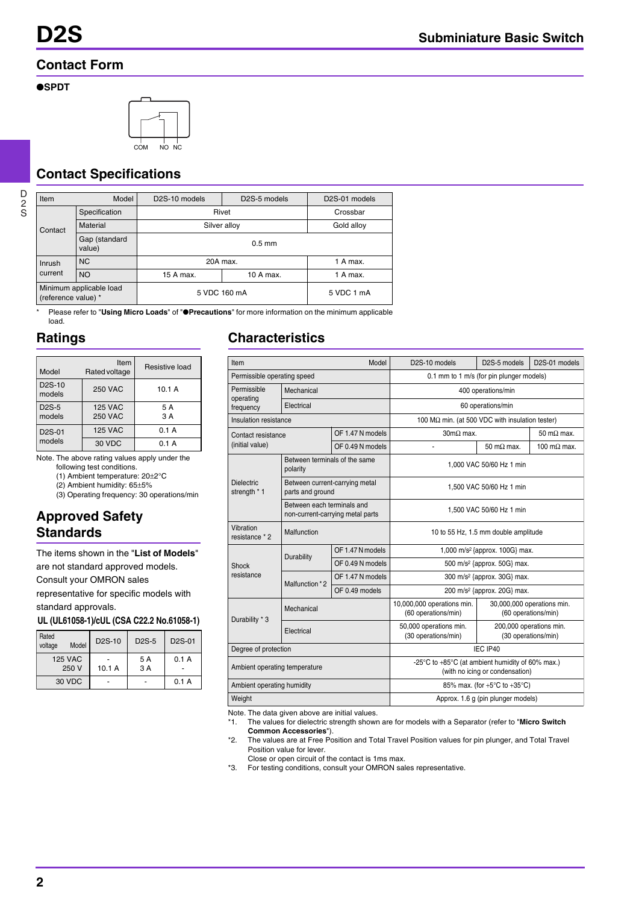## Contact Form

● **SPDT**

COM NO NC

## Contact Specifications

| Item | | Model: D2S-10 models | D2S-5 models | D2S-01 models |
|---|---|---|---|---|
| Contact | Specification | Rivet | | Crossbar |
| | Material | Silver alloy | | Gold alloy |
| | Gap (standard value) | 0.5 mm | | |
| Inrush current | NC | 20A max. | | 1 A max. |
| | NO | 15 A max. | 10 A max. | 1 A max. |
| Minimum applicable load (reference value) * | | 5 VDC 160 mA | | 5 VDC 1 mA |

\* Please refer to "**Using Micro Loads**" of "●**Precautions**" for more information on the minimum applicable load.

## Ratings

| Model | Item: Rated voltage | Resistive load |
|---|---|---|
| D2S-10 models | 250 VAC | 10.1 A |
| D2S-5 models | 125 VAC<br>250 VAC | 5 A<br>3 A |
| D2S-01 models | 125 VAC | 0.1 A |
| | 30 VDC | 0.1 A |

Note. The above rating values apply under the following test conditions.
(1) Ambient temperature: 20±2°C
(2) Ambient humidity: 65±5%
(3) Operating frequency: 30 operations/min

## Approved Safety Standards

The items shown in the "**List of Models**" are not standard approved models. Consult your OMRON sales representative for specific models with standard approvals.

**UL (UL61058-1)/cUL (CSA C22.2 No.61058-1)**

| Rated voltage \ Model | D2S-10 | D2S-5 | D2S-01 |
|---|---|---|---|
| 125 VAC<br>250 V | -<br>10.1 A | 5 A<br>3 A | 0.1 A<br>- |
| 30 VDC | - | - | 0.1 A |

## Characteristics

| Item | | Model | D2S-10 models | D2S-5 models | D2S-01 models |
|---|---|---|---|---|---|
| Permissible operating speed | | | 0.1 mm to 1 m/s (for pin plunger models) | | |
| Permissible operating frequency | Mechanical | | 400 operations/min | | |
| | Electrical | | 60 operations/min | | |
| Insulation resistance | | | 100 MΩ min. (at 500 VDC with insulation tester) | | |
| Contact resistance (initial value) | | OF 1.47 N models | 30mΩ max. | | 50 mΩ max. |
| | | OF 0.49 N models | - | 50 mΩ max. | 100 mΩ max. |
| Dielectric strength * 1 | Between terminals of the same polarity | | 1,000 VAC 50/60 Hz 1 min | | |
| | Between current-carrying metal parts and ground | | 1,500 VAC 50/60 Hz 1 min | | |
| | Between each terminals and non-current-carrying metal parts | | 1,500 VAC 50/60 Hz 1 min | | |
| Vibration resistance * 2 | Malfunction | | 10 to 55 Hz, 1.5 mm double amplitude | | |
| Shock resistance | Durability | OF 1.47 N models | 1,000 m/s² {approx. 100G} max. | | |
| | | OF 0.49 N models | 500 m/s² {approx. 50G} max. | | |
| | Malfunction * 2 | OF 1.47 N models | 300 m/s² {approx. 30G} max. | | |
| | | OF 0.49 models | 200 m/s² {approx. 20G} max. | | |
| Durability * 3 | Mechanical | | 10,000,000 operations min. (60 operations/min) | 30,000,000 operations min. (60 operations/min) | |
| | Electrical | | 50,000 operations min. (30 operations/min) | 200,000 operations min. (30 operations/min) | |
| Degree of protection | | | IEC IP40 | | |
| Ambient operating temperature | | | -25°C to +85°C (at ambient humidity of 60% max.) (with no icing or condensation) | | |
| Ambient operating humidity | | | 85% max. (for +5°C to +35°C) | | |
| Weight | | | Approx. 1.6 g (pin plunger models) | | |

Note. The data given above are initial values.
*1. The values for dielectric strength shown are for models with a Separator (refer to "**Micro Switch Common Accessories**").
*2. The values are at Free Position and Total Travel Position values for pin plunger, and Total Travel Position value for lever.
Close or open circuit of the contact is 1ms max.
*3. For testing conditions, consult your OMRON sales representative.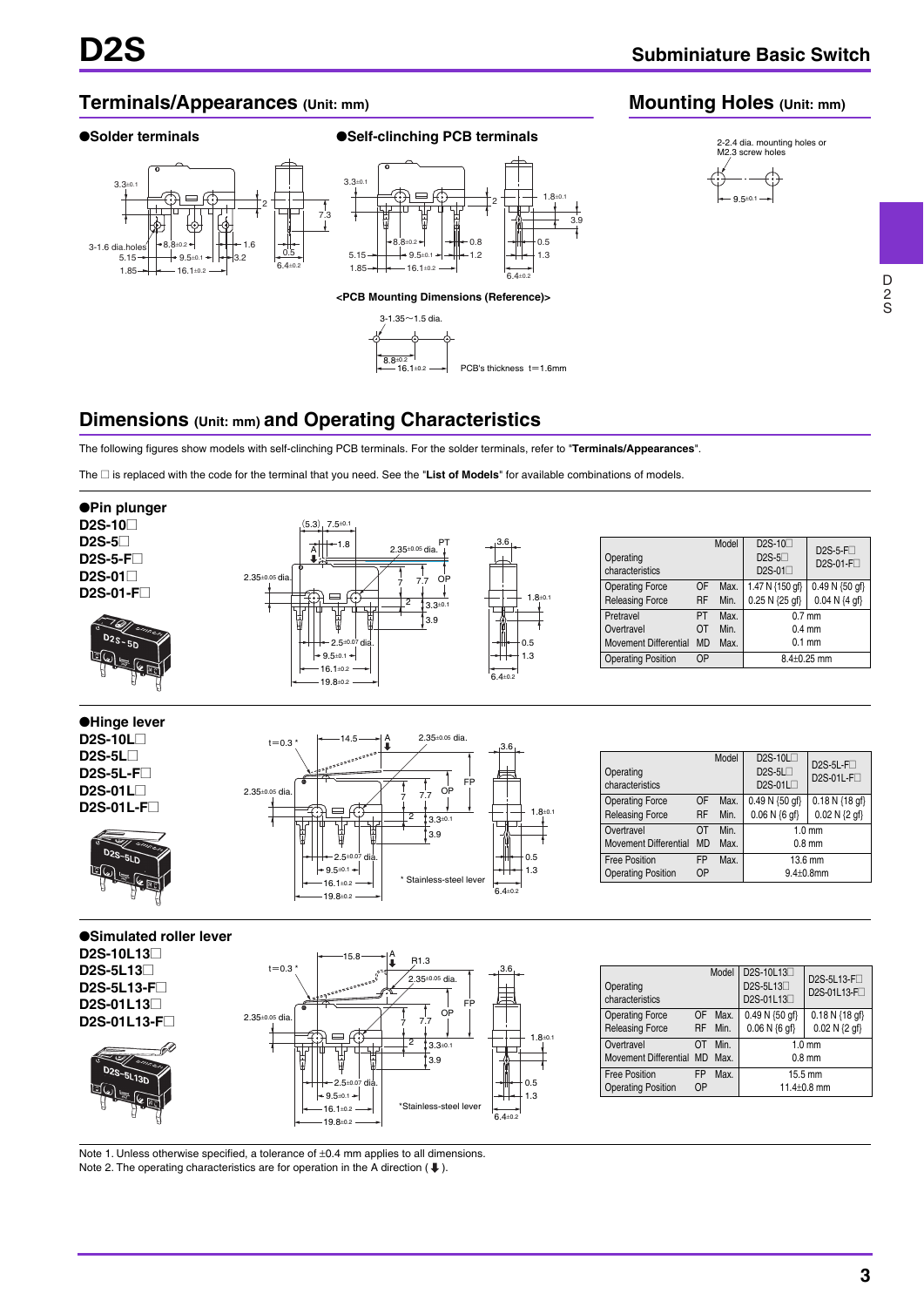# D2S

## Subminiature Basic Switch

## Terminals/Appearances (Unit: mm)

●Solder terminals

●Self-clinching PCB terminals

<PCB Mounting Dimensions (Reference)>

3-1.35~1.5 dia.

PCB's thickness t=1.6mm

## Mounting Holes (Unit: mm)

2-2.4 dia. mounting holes or M2.3 screw holes

## Dimensions (Unit: mm) and Operating Characteristics

The following figures show models with self-clinching PCB terminals. For the solder terminals, refer to "**Terminals/Appearances**".

The □ is replaced with the code for the terminal that you need. See the "**List of Models**" for available combinations of models.

### ●Pin plunger

**D2S-10□**
**D2S-5□**
**D2S-5-F□**
**D2S-01□**
**D2S-01-F□**

| Operating characteristics | | Model | D2S-10□ D2S-5□ D2S-01□ | D2S-5-F□ D2S-01-F□ |
|---|---|---|---|---|
| Operating Force | OF | Max. | 1.47 N {150 gf} | 0.49 N {50 gf} |
| Releasing Force | RF | Min. | 0.25 N {25 gf} | 0.04 N {4 gf} |
| Pretravel | PT | Max. | 0.7 mm | |
| Overtravel | OT | Min. | 0.4 mm | |
| Movement Differential | MD | Max. | 0.1 mm | |
| Operating Position | OP | | 8.4±0.25 mm | |

### ●Hinge lever

**D2S-10L□**
**D2S-5L□**
**D2S-5L-F□**
**D2S-01L□**
**D2S-01L-F□**

* Stainless-steel lever

| Operating characteristics | | Model | D2S-10L□ D2S-5L□ D2S-01L□ | D2S-5L-F□ D2S-01L-F□ |
|---|---|---|---|---|
| Operating Force | OF | Max. | 0.49 N {50 gf} | 0.18 N {18 gf} |
| Releasing Force | RF | Min. | 0.06 N {6 gf} | 0.02 N {2 gf} |
| Overtravel | OT | Min. | 1.0 mm | |
| Movement Differential | MD | Max. | 0.8 mm | |
| Free Position | FP | Max. | 13.6 mm | |
| Operating Position | OP | | 9.4±0.8mm | |

### ●Simulated roller lever

**D2S-10L13□**
**D2S-5L13□**
**D2S-5L13-F□**
**D2S-01L13□**
**D2S-01L13-F□**

*Stainless-steel lever

| Operating characteristics | | Model | D2S-10L13□ D2S-5L13□ D2S-01L13□ | D2S-5L13-F□ D2S-01L13-F□ |
|---|---|---|---|---|
| Operating Force | OF | Max. | 0.49 N {50 gf} | 0.18 N {18 gf} |
| Releasing Force | RF | Min. | 0.06 N {6 gf} | 0.02 N {2 gf} |
| Overtravel | OT | Min. | 1.0 mm | |
| Movement Differential | MD | Max. | 0.8 mm | |
| Free Position | FP | Max. | 15.5 mm | |
| Operating Position | OP | | 11.4±0.8 mm | |

Note 1. Unless otherwise specified, a tolerance of ±0.4 mm applies to all dimensions.
Note 2. The operating characteristics are for operation in the A direction (⬇).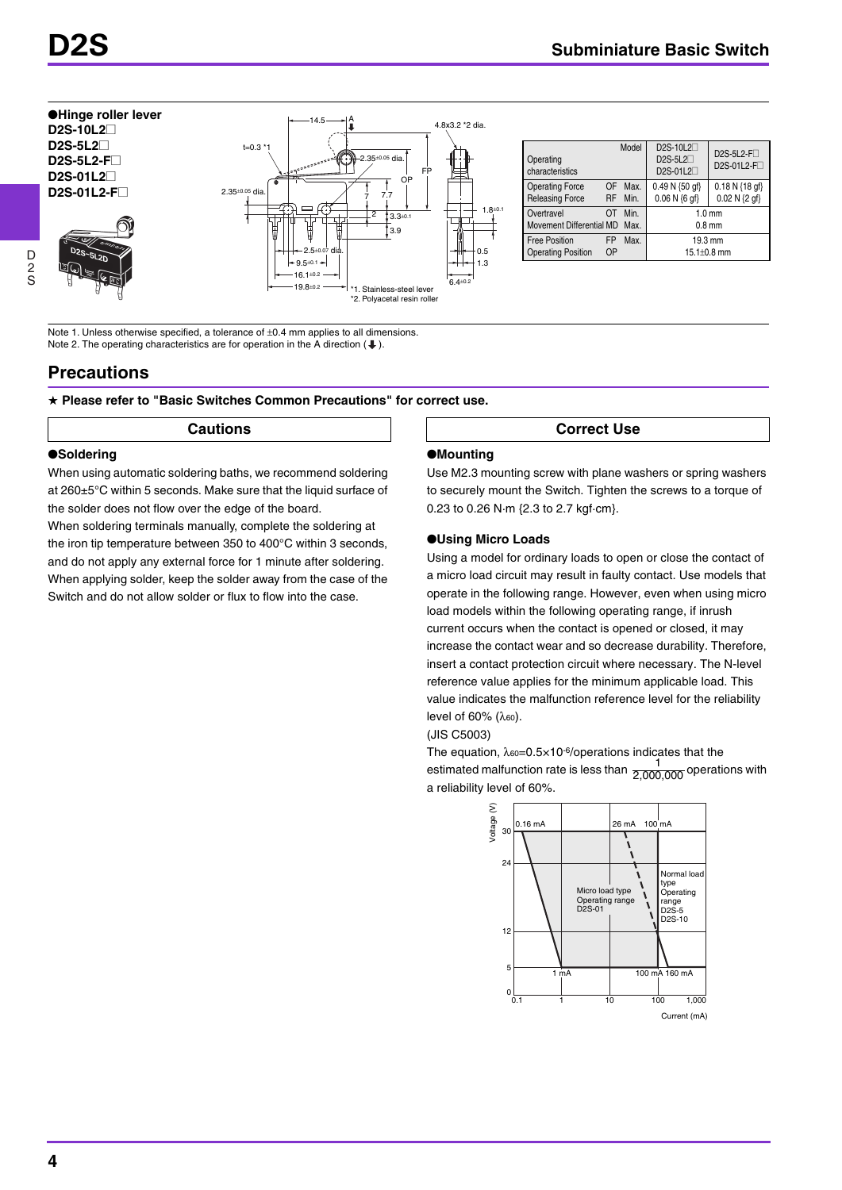## ●Hinge roller lever

**D2S-10L2□**
**D2S-5L2□**
**D2S-5L2-F□**
**D2S-01L2□**
**D2S-01L2-F□**

*1. Stainless-steel lever
*2. Polyacetal resin roller

| Operating characteristics / Model | | | D2S-10L2□ D2S-5L2□ D2S-01L2□ | D2S-5L2-F□ D2S-01L2-F□ |
|---|---|---|---|---|
| Operating Force | OF | Max. | 0.49 N {50 gf} | 0.18 N {18 gf} |
| Releasing Force | RF | Min. | 0.06 N {6 gf} | 0.02 N {2 gf} |
| Overtravel | OT | Min. | 1.0 mm | |
| Movement Differential | MD | Max. | 0.8 mm | |
| Free Position | FP | Max. | 19.3 mm | |
| Operating Position | OP | | 15.1±0.8 mm | |

Note 1. Unless otherwise specified, a tolerance of ±0.4 mm applies to all dimensions.
Note 2. The operating characteristics are for operation in the A direction (⬇).

## Precautions

★ **Please refer to "Basic Switches Common Precautions" for correct use.**

### Cautions

**●Soldering**

When using automatic soldering baths, we recommend soldering at 260±5°C within 5 seconds. Make sure that the liquid surface of the solder does not flow over the edge of the board.

When soldering terminals manually, complete the soldering at the iron tip temperature between 350 to 400°C within 3 seconds, and do not apply any external force for 1 minute after soldering. When applying solder, keep the solder away from the case of the Switch and do not allow solder or flux to flow into the case.

### Correct Use

**●Mounting**

Use M2.3 mounting screw with plane washers or spring washers to securely mount the Switch. Tighten the screws to a torque of 0.23 to 0.26 N·m {2.3 to 2.7 kgf·cm}.

**●Using Micro Loads**

Using a model for ordinary loads to open or close the contact of a micro load circuit may result in faulty contact. Use models that operate in the following range. However, even when using micro load models within the following operating range, if inrush current occurs when the contact is opened or closed, it may increase the contact wear and so decrease durability. Therefore, insert a contact protection circuit where necessary. The N-level reference value applies for the minimum applicable load. This value indicates the malfunction reference level for the reliability level of 60% ($\lambda_{60}$).

(JIS C5003)

The equation, $\lambda_{60}=0.5\times10^{-6}$/operations indicates that the estimated malfunction rate is less than $\frac{1}{2{,}000{,}000}$ operations with a reliability level of 60%.

Voltage (V) / Current (mA)
Micro load type Operating range D2S-01
Normal load type Operating range D2S-5 D2S-10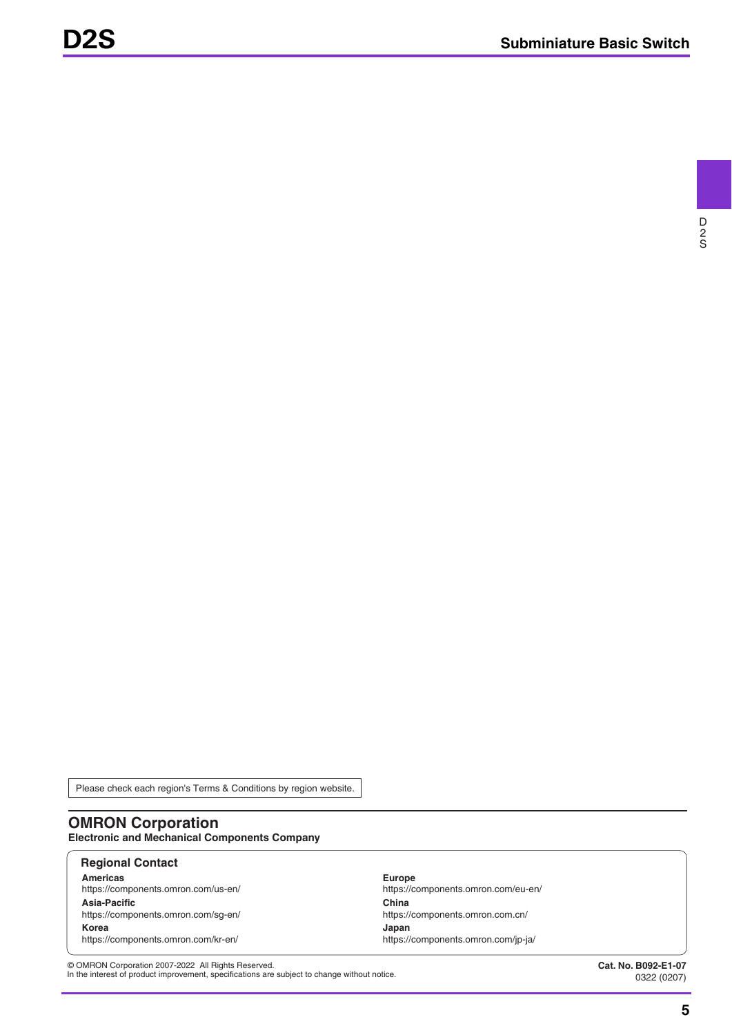Please check each region's Terms & Conditions by region website.

## OMRON Corporation
**Electronic and Mechanical Components Company**

### Regional Contact

**Americas**
https://components.omron.com/us-en/

**Asia-Pacific**
https://components.omron.com/sg-en/

**Korea**
https://components.omron.com/kr-en/

**Europe**
https://components.omron.com/eu-en/

**China**
https://components.omron.com.cn/

**Japan**
https://components.omron.com/jp-ja/

© OMRON Corporation 2007-2022 All Rights Reserved.
In the interest of product improvement, specifications are subject to change without notice.

**Cat. No. B092-E1-07**
0322 (0207)